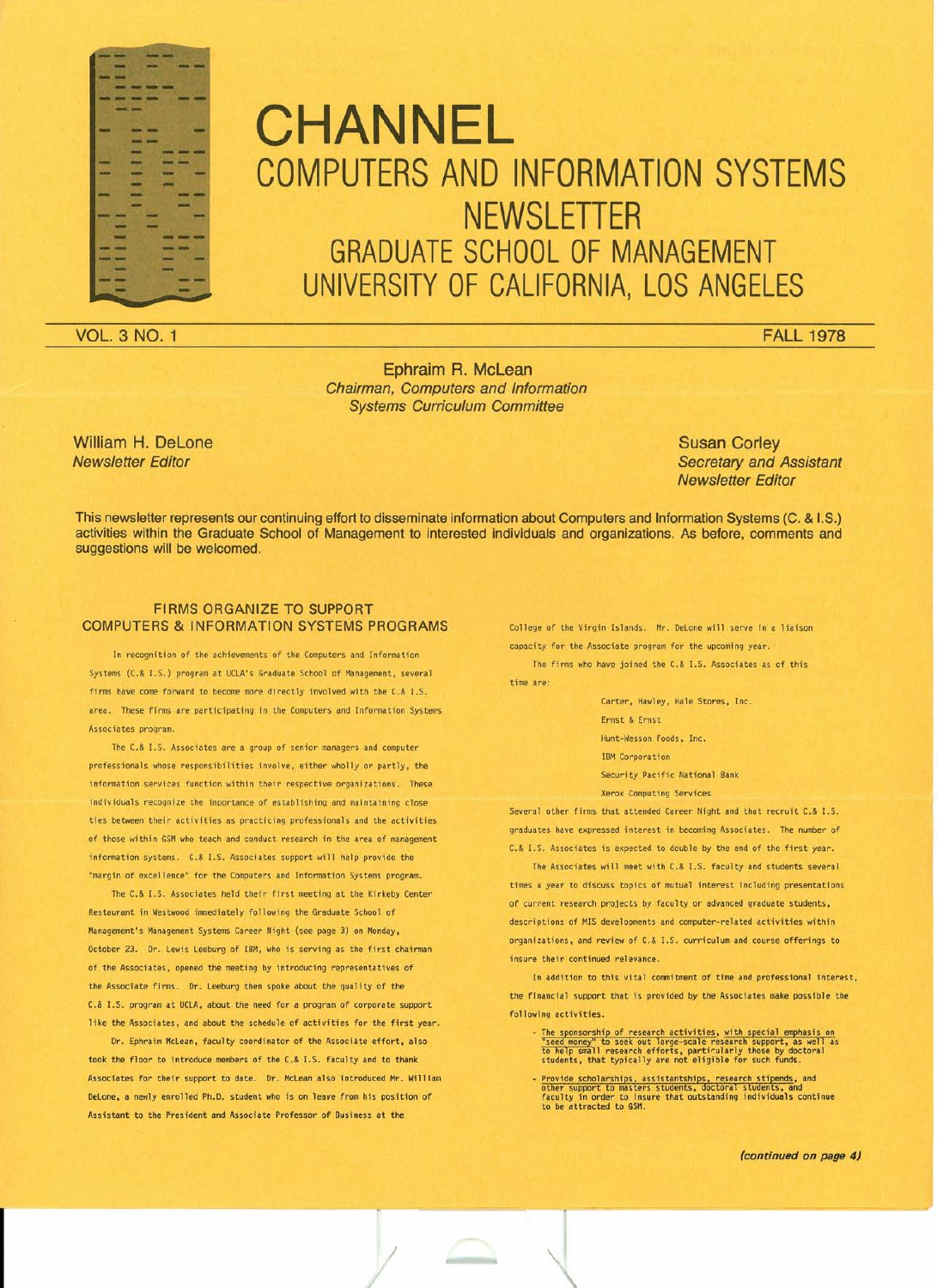# CHANNEL

## COMPUTERS AND INFORMATION SYSTEMS NEWSLETTER

## GRADUATE SCHOOL OF MANAGEMENT UNIVERSITY OF CALIFORNIA, LOS ANGELES

VOL. 3 NO. 1 — FALL 1978

Ephraim R. McLean
*Chairman, Computers and Information Systems Curriculum Committee*

William H. DeLone
*Newsletter Editor*

Susan Corley
*Secretary and Assistant Newsletter Editor*

This newsletter represents our continuing effort to disseminate information about Computers and Information Systems (C. & I.S.) activities within the Graduate School of Management to interested individuals and organizations. As before, comments and suggestions will be welcomed.

### FIRMS ORGANIZE TO SUPPORT COMPUTERS & INFORMATION SYSTEMS PROGRAMS

In recognition of the achievements of the Computers and Information Systems (C.& I.S.) program at UCLA's Graduate School of Management, several firms have come forward to become more directly involved with the C.& I.S. area. These firms are participating in the Computers and Information Systems Associates program.

The C.& I.S. Associates are a group of senior managers and computer professionals whose responsibilities involve, either wholly or partly, the information services function within their respective organizations. These individuals recognize the importance of establishing and maintaining close ties between their activities as practicing professionals and the activities of those within GSM who teach and conduct research in the area of management information systems. C.& I.S. Associates support will help provide the "margin of excellence" for the Computers and Information Systems program.

The C.& I.S. Associates held their first meeting at the Kirkeby Center Restaurant in Westwood immediately following the Graduate School of Management's Management Systems Career Night (see page 3) on Monday, October 23. Dr. Lewis Leeburg of IBM, who is serving as the first chairman of the Associates, opened the meeting by introducing representatives of the Associate firms. Dr. Leeburg then spoke about the quality of the C.& I.S. program at UCLA, about the need for a program of corporate support like the Associates, and about the schedule of activities for the first year.

Dr. Ephraim McLean, faculty coordinator of the Associate effort, also took the floor to introduce members of the C.& I.S. faculty and to thank Associates for their support to date. Dr. McLean also introduced Mr. William DeLone, a newly enrolled Ph.D. student who is on leave from his position of Assistant to the President and Associate Professor of Business at the College of the Virgin Islands. Mr. DeLone will serve in a liaison capacity for the Associate program for the upcoming year.

The firms who have joined the C.& I.S. Associates as of this time are:

- Carter, Hawley, Hale Stores, Inc.
- Ernst & Ernst
- Hunt-Wesson Foods, Inc.
- IBM Corporation
- Security Pacific National Bank
- Xerox Computing Services

Several other firms that attended Career Night and that recruit C.& I.S. graduates have expressed interest in becoming Associates. The number of C.& I.S. Associates is expected to double by the end of the first year.

The Associates will meet with C.& I.S. faculty and students several times a year to discuss topics of mutual interest including presentations of current research projects by faculty or advanced graduate students, descriptions of MIS developments and computer-related activities within organizations, and review of C.& I.S. curriculum and course offerings to insure their continued relevance.

In addition to this vital commitment of time and professional interest, the financial support that is provided by the Associates make possible the following activities.

- The sponsorship of research activities, with special emphasis on "seed money" to seek out large-scale research support, as well as to help small research efforts, particularly those by doctoral students, that typically are not eligible for such funds.
- Provide scholarships, assistantships, research stipends, and other support to masters students, doctoral students, and faculty in order to insure that outstanding individuals continue to be attracted to GSM.

*(continued on page 4)*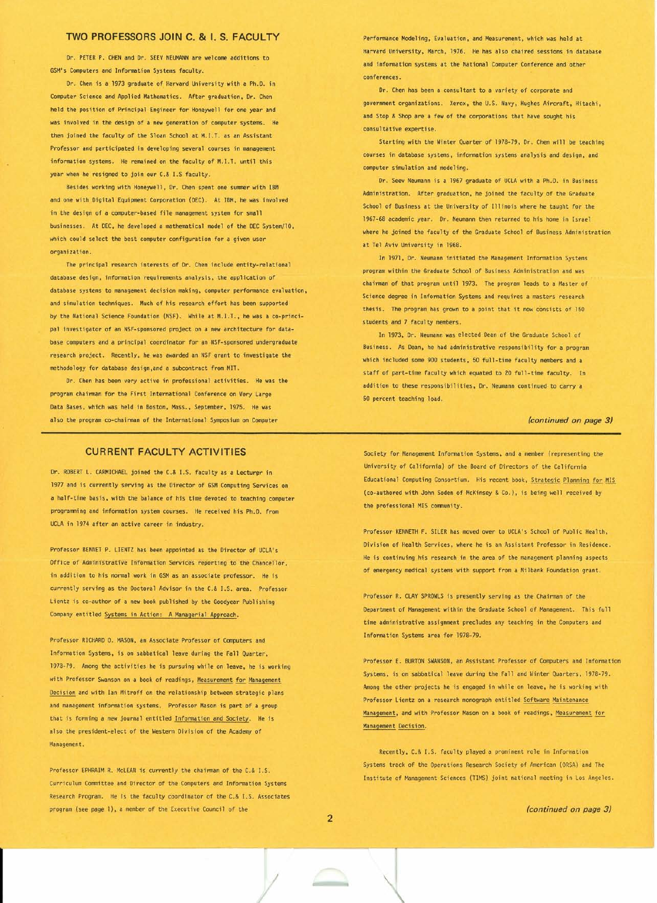## TWO PROFESSORS JOIN C. & I. S. FACULTY

Dr. PETER P. CHEN and Dr. SEEV NEUMANN are welcome additions to GSM's Computers and Information Systems faculty.

Dr. Chen is a 1973 graduate of Harvard University with a Ph.D. in Computer Science and Applied Mathematics. After graduation, Dr. Chen held the position of Principal Engineer for Honeywell for one year and was involved in the design of a new generation of computer systems. He then joined the faculty of the Sloan School at M.I.T. as an Assistant Professor and participated in developing several courses in management information systems. He remained on the faculty of M.I.T. until this year when he resigned to join our C.& I.S faculty.

Besides working with Honeywell, Dr. Chen spent one summer with IBM and one with Digital Equipment Corporation (DEC). At IBM, he was involved in the design of a computer-based file management system for small businesses. At DEC, he developed a mathematical model of the DEC System/10, which could select the best computer configuration for a given user organization.

The principal research interests of Dr. Chen include entity-relational database design, information requirements analysis, the application of database systems to management decision making, computer performance evaluation, and simulation techniques. Much of his research effort has been supported by the National Science Foundation (NSF). While at M.I.T., he was a co-principal investigator of an NSF-sponsored project on a new architecture for database computers and a principal coordinator for an NSF-sponsored undergraduate research project. Recently, he was awarded an NSF grant to investigate the methodology for database design,and a subcontract from MIT.

Dr. Chen has been very active in professional activities. He was the program chairman for the First International Conference on Very Large Data Bases, which was held in Boston, Mass., September, 1975. He was also the program co-chairman of the International Symposium on Computer Performance Modeling, Evaluation, and Measurement, which was held at Harvard University, March, 1976. He has also chaired sessions in database and information systems at the National Computer Conference and other conferences.

Dr. Chen has been a consultant to a variety of corporate and government organizations. Xerox, the U.S. Navy, Hughes Aircraft, Hitachi, and Stop & Shop are a few of the corporations that have sought his consultative expertise.

Starting with the Winter Quarter of 1978-79, Dr. Chen will be teaching courses in database systems, information systems analysis and design, and computer simulation and modeling.

Dr. Seev Neumann is a 1967 graduate of UCLA with a Ph.D. in Business Administration. After graduation, he joined the faculty of the Graduate School of Business at the University of Illinois where he taught for the 1967-68 academic year. Dr. Neumann then returned to his home in Israel where he joined the faculty of the Graduate School of Business Administration at Tel Aviv University in 1968.

In 1971, Dr. Neumann initiated the Management Information Systems program within the Graduate School of Business Administration and was chairman of that program until 1973. The program leads to a Master of Science degree in Information Systems and requires a masters research thesis. The program has grown to a point that it now consists of 150 students and 7 faculty members.

In 1973, Dr. Neumann was elected Dean of the Graduate School of Business. As Dean, he had administrative responsibility for a program which included some 900 students, 50 full-time faculty members and a staff of part-time faculty which equated to 20 full-time faculty. In addition to these responsibilities, Dr. Neumann continued to carry a 50 percent teaching load.

*(continued on page 3)*

## CURRENT FACULTY ACTIVITIES

Dr. ROBERT L. CARMICHAEL joined the C.& I.S. faculty as a Lecturer in 1977 and is currently serving as the Director of GSM Computing Services on a half-time basis, with the balance of his time devoted to teaching computer programming and information system courses. He received his Ph.D. from UCLA in 1974 after an active career in industry.

Professor BENNET P. LIENTZ has been appointed as the Director of UCLA's Office of Administrative Information Services reporting to the Chancellor, in addition to his normal work in GSM as an associate professor. He is currently serving as the Doctoral Advisor in the C.& I.S. area. Professor Lientz is co-author of a new book published by the Goodyear Publishing Company entitled Systems in Action: A Managerial Approach.

Professor RICHARD O. MASON, an Associate Professor of Computers and Information Systems, is on sabbatical leave during the Fall Quarter, 1978-79. Among the activities he is pursuing while on leave, he is working with Professor Swanson on a book of readings, Measurement for Management Decision and with Ian Mitroff on the relationship between strategic plans and management information systems. Professor Mason is part of a group that is forming a new journal entitled Information and Society. He is also the president-elect of the Western Division of the Academy of Management.

Professor EPHRAIM R. McLEAN is currently the chairman of the C.& I.S. Curriculum Committee and Director of the Computers and Information Systems Research Program. He is the faculty coordinator of the C.& I.S. Associates program (see page 1), a member of the Executive Council of the Society for Management Information Systems, and a member (representing the University of California) of the Board of Directors of the California Educational Computing Consortium. His recent book, Strategic Planning for MIS (co-authored with John Soden of McKinsey & Co.), is being well received by the professional MIS community.

Professor KENNETH F. SILER has moved over to UCLA's School of Public Health, Division of Health Services, where he is an Assistant Professor in Residence. He is continuing his research in the area of the management planning aspects of emergency medical systems with support from a Milbank Foundation grant.

Professor R. CLAY SPROWLS is presently serving as the Chairman of the Department of Management within the Graduate School of Management. This full time administrative assignment precludes any teaching in the Computers and Information Systems area for 1978-79.

Professor E. BURTON SWANSON, an Assistant Professor of Computers and Information Systems, is on sabbatical leave during the Fall and Winter Quarters, 1978-79. Among the other projects he is engaged in while on leave, he is working with Professor Lientz on a research monograph entitled Software Maintenance Management, and with Professor Mason on a book of readings, Measurement for Management Decision.

Recently, C.& I.S. faculty played a prominent role in Information Systems track of the Operations Research Society of American (ORSA) and The Institute of Management Sciences (TIMS) joint national meeting in Los Angeles.

*(continued on page 3)*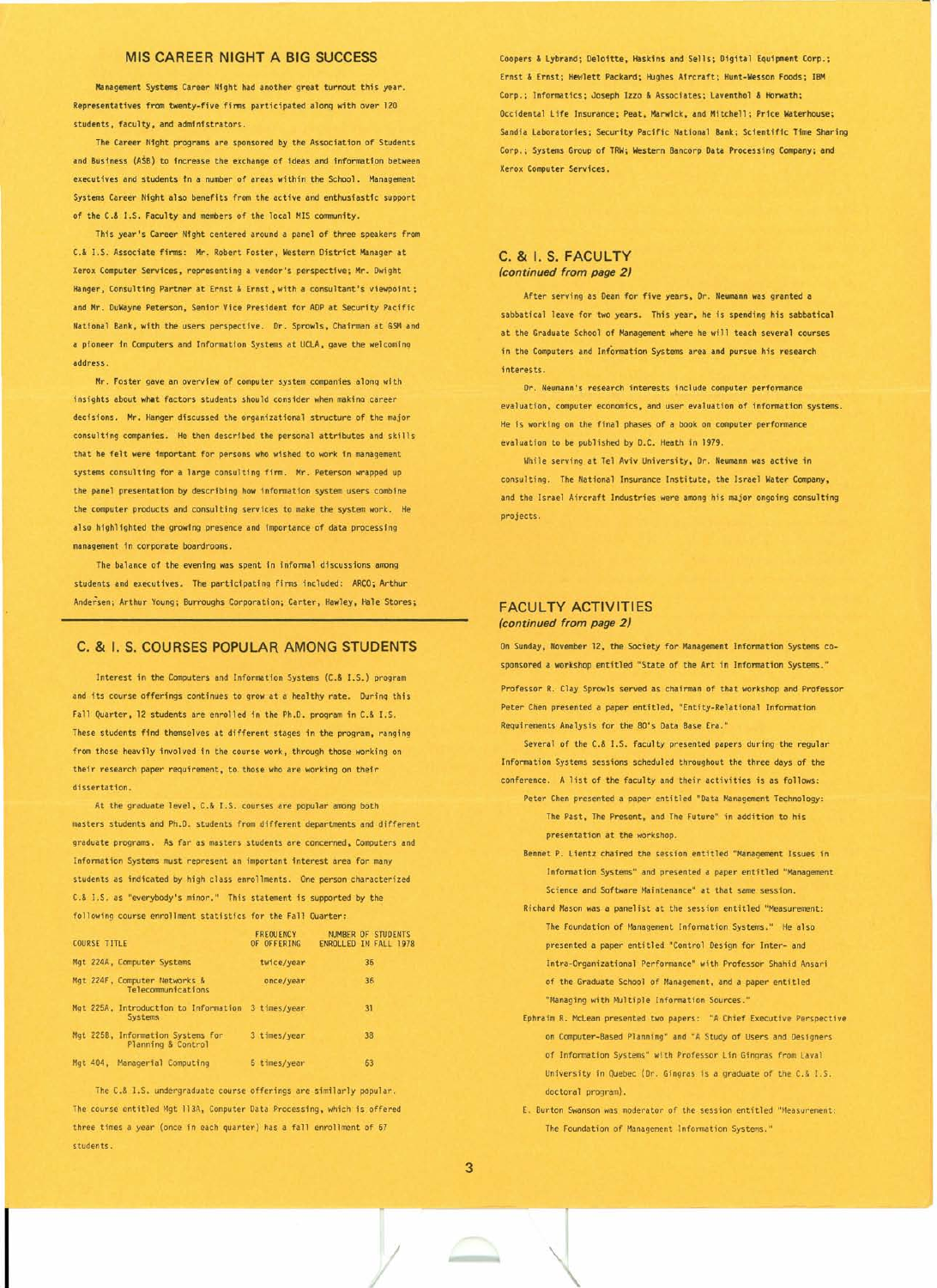## MIS CAREER NIGHT A BIG SUCCESS

Management Systems Career Night had another great turnout this year. Representatives from twenty-five firms participated along with over 120 students, faculty, and administrators.

The Career Night programs are sponsored by the Association of Students and Business (ASB) to increase the exchange of ideas and information between executives and students in a number of areas within the School. Management Systems Career Night also benefits from the active and enthusiastic support of the C.& I.S. Faculty and members of the local MIS community.

This year's Career Night centered around a panel of three speakers from C.& I.S. Associate firms: Mr. Robert Foster, Western District Manager at Xerox Computer Services, representing a vendor's perspective; Mr. Dwight Hanger, Consulting Partner at Ernst & Ernst, with a consultant's viewpoint; and Mr. DuWayne Peterson, Senior Vice President for ADP at Security Pacific National Bank, with the users perspective. Dr. Sprowls, Chairman at GSM and a pioneer in Computers and Information Systems at UCLA, gave the welcoming address.

Mr. Foster gave an overview of computer system companies along with insights about what factors students should consider when making career decisions. Mr. Hanger discussed the organizational structure of the major consulting companies. He then described the personal attributes and skills that he felt were important for persons who wished to work in management systems consulting for a large consulting firm. Mr. Peterson wrapped up the panel presentation by describing how information system users combine the computer products and consulting services to make the system work. He also highlighted the growing presence and importance of data processing management in corporate boardrooms.

The balance of the evening was spent in informal discussions among students and executives. The participating firms included: ARCO; Arthur Andersen; Arthur Young; Burroughs Corporation; Carter, Hawley, Hale Stores; Coopers & Lybrand; Deloitte, Haskins and Sells; Digital Equipment Corp.; Ernst & Ernst; Hewlett Packard; Hughes Aircraft; Hunt-Wesson Foods; IBM Corp.; Informatics; Joseph Izzo & Associates; Laventhol & Horwath; Occidental Life Insurance; Peat, Marwick, and Mitchell; Price Waterhouse; Sandia Laboratories; Security Pacific National Bank; Scientific Time Sharing Corp.; Systems Group of TRW; Western Bancorp Data Processing Company; and Xerox Computer Services.

## C. & I. S. COURSES POPULAR AMONG STUDENTS

Interest in the Computers and Information Systems (C.& I.S.) program and its course offerings continues to grow at a healthy rate. During this Fall Quarter, 12 students are enrolled in the Ph.D. program in C.& I.S. These students find themselves at different stages in the program, ranging from those heavily involved in the course work, through those working on their research paper requirement, to those who are working on their dissertation.

At the graduate level, C.& I.S. courses are popular among both masters students and Ph.D. students from different departments and different graduate programs. As far as masters students are concerned, Computers and Information Systems must represent an important interest area for many students as indicated by high class enrollments. One person characterized C.& I.S. as "everybody's minor." This statement is supported by the following course enrollment statistics for the Fall Quarter:

| COURSE TITLE | FREQUENCY OF OFFERING | NUMBER OF STUDENTS ENROLLED IN FALL 1978 |
|---|---|---|
| Mgt 224A, Computer Systems | twice/year | 36 |
| Mgt 224F, Computer Networks & Telecommunications | once/year | 36 |
| Mgt 225A, Introduction to Information Systems | 3 times/year | 31 |
| Mgt 225B, Information Systems for Planning & Control | 3 times/year | 38 |
| Mgt 404, Managerial Computing | 6 times/year | 63 |

The C.& I.S. undergraduate course offerings are similarly popular. The course entitled Mgt 113A, Computer Data Processing, which is offered three times a year (once in each quarter) has a fall enrollment of 67 students.

## C. & I. S. FACULTY
*(continued from page 2)*

After serving as Dean for five years, Dr. Neumann was granted a sabbatical leave for two years. This year, he is spending his sabbatical at the Graduate School of Management where he will teach several courses in the Computers and Information Systems area and pursue his research interests.

Dr. Neumann's research interests include computer performance evaluation, computer economics, and user evaluation of information systems. He is working on the final phases of a book on computer performance evaluation to be published by D.C. Heath in 1979.

While serving at Tel Aviv University, Dr. Neumann was active in consulting. The National Insurance Institute, the Israel Water Company, and the Israel Aircraft Industries were among his major ongoing consulting projects.

## FACULTY ACTIVITIES
*(continued from page 2)*

On Sunday, November 12, the Society for Management Information Systems co-sponsored a workshop entitled "State of the Art in Information Systems." Professor R. Clay Sprowls served as chairman of that workshop and Professor Peter Chen presented a paper entitled, "Entity-Relational Information Requirements Analysis for the 80's Data Base Era."

Several of the C.& I.S. faculty presented papers during the regular Information Systems sessions scheduled throughout the three days of the conference. A list of the faculty and their activities is as follows:

- Peter Chen presented a paper entitled "Data Management Technology: The Past, The Present, and The Future" in addition to his presentation at the workshop.
- Bennet P. Lientz chaired the session entitled "Management Issues in Information Systems" and presented a paper entitled "Management Science and Software Maintenance" at that same session.
- Richard Mason was a panelist at the session entitled "Measurement: The Foundation of Management Information Systems." He also presented a paper entitled "Control Design for Inter- and Intra-Organizational Performance" with Professor Shahid Ansari of the Graduate School of Management, and a paper entitled "Managing with Multiple Information Sources."
- Ephraim R. McLean presented two papers: "A Chief Executive Perspective on Computer-Based Planning" and "A Study of Users and Designers of Information Systems" with Professor Lin Gingras from Laval University in Quebec (Dr. Gingras is a graduate of the C.& I.S. doctoral program).
- E. Burton Swanson was moderator of the session entitled "Measurement: The Foundation of Management Information Systems."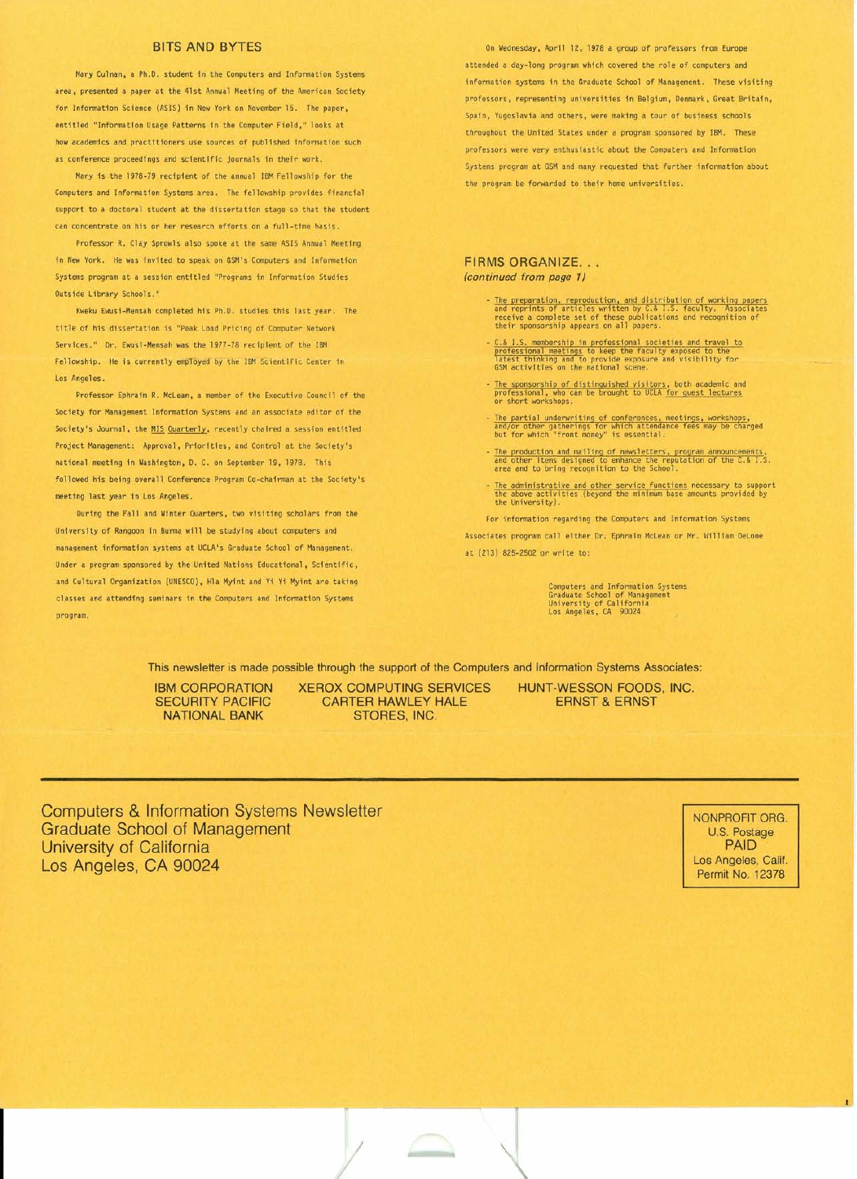## BITS AND BYTES

Mary Culnan, a Ph.D. student in the Computers and Information Systems area, presented a paper at the 41st Annual Meeting of the American Society for Information Science (ASIS) in New York on November 15. The paper, entitled "Information Usage Patterns in the Computer Field," looks at how academics and practitioners use sources of published information such as conference proceedings and scientific journals in their work.

Mary is the 1978-79 recipient of the annual IBM Fellowship for the Computers and Information Systems area. The fellowship provides financial support to a doctoral student at the dissertation stage so that the student can concentrate on his or her research efforts on a full-time basis.

Professor R. Clay Sprowls also spoke at the same ASIS Annual Meeting in New York. He was invited to speak on GSM's Computers and Information Systems program at a session entitled "Programs in Information Studies Outside Library Schools."

Kweku Ewusi-Mensah completed his Ph.D. studies this last year. The title of his dissertation is "Peak Load Pricing of Computer Network Services." Dr. Ewusi-Mensah was the 1977-78 recipient of the IBM Fellowship. He is currently employed by the IBM Scientific Center in Los Angeles.

Professor Ephraim R. McLean, a member of the Executive Council of the Society for Management Information Systems and an associate editor of the Society's Journal, the MIS Quarterly, recently chaired a session entitled Project Management: Approval, Priorities, and Control at the Society's national meeting in Washington, D. C. on September 19, 1978. This followed his being overall Conference Program Co-chairman at the Society's meeting last year in Los Angeles.

During the Fall and Winter Quarters, two visiting scholars from the University of Rangoon in Burma will be studying about computers and management information systems at UCLA's Graduate School of Management. Under a program sponsored by the United Nations Educational, Scientific, and Cultural Organization (UNESCO), Hla Myint and Yi Yi Myint are taking classes and attending seminars in the Computers and Information Systems program.

On Wednesday, April 12, 1978 a group of professors from Europe attended a day-long program which covered the role of computers and information systems in the Graduate School of Management. These visiting professors, representing universities in Belgium, Denmark, Great Britain, Spain, Yugoslavia and others, were making a tour of business schools throughout the United States under a program sponsored by IBM. These professors were very enthusiastic about the Computers and Information Systems program at GSM and many requested that further information about the program be forwarded to their home universities.

## FIRMS ORGANIZE. . .

*(continued from page 1)*

- The preparation, reproduction, and distribution of working papers and reprints of articles written by C.& I.S. faculty. Associates receive a complete set of these publications and recognition of their sponsorship appears on all papers.
- C.& I.S. membership in professional societies and travel to professional meetings to keep the faculty exposed to the latest thinking and to provide exposure and visibility for GSM activities on the national scene.
- The sponsorship of distinguished visitors, both academic and professional, who can be brought to UCLA for guest lectures or short workshops.
- The partial underwriting of conferences, meetings, workshops, and/or other gatherings for which attendance fees may be charged but for which "front money" is essential.
- The production and mailing of newsletters, program announcements, and other items designed to enhance the reputation of the C.& I.S. area and to bring recognition to the School.
- The administrative and other service functions necessary to support the above activities (beyond the minimum base amounts provided by the University).

For information regarding the Computers and Information Systems Associates program call either Dr. Ephraim McLean or Mr. William DeLone at (213) 825-2502 or write to:

Computers and Information Systems
Graduate School of Management
University of California
Los Angeles, CA 90024

This newsletter is made possible through the support of the Computers and Information Systems Associates:

IBM CORPORATION
SECURITY PACIFIC NATIONAL BANK
XEROX COMPUTING SERVICES
CARTER HAWLEY HALE STORES, INC.
HUNT-WESSON FOODS, INC.
ERNST & ERNST

---

Computers & Information Systems Newsletter
Graduate School of Management
University of California
Los Angeles, CA 90024

NONPROFIT ORG.
U.S. Postage
PAID
Los Angeles, Calif.
Permit No. 12378